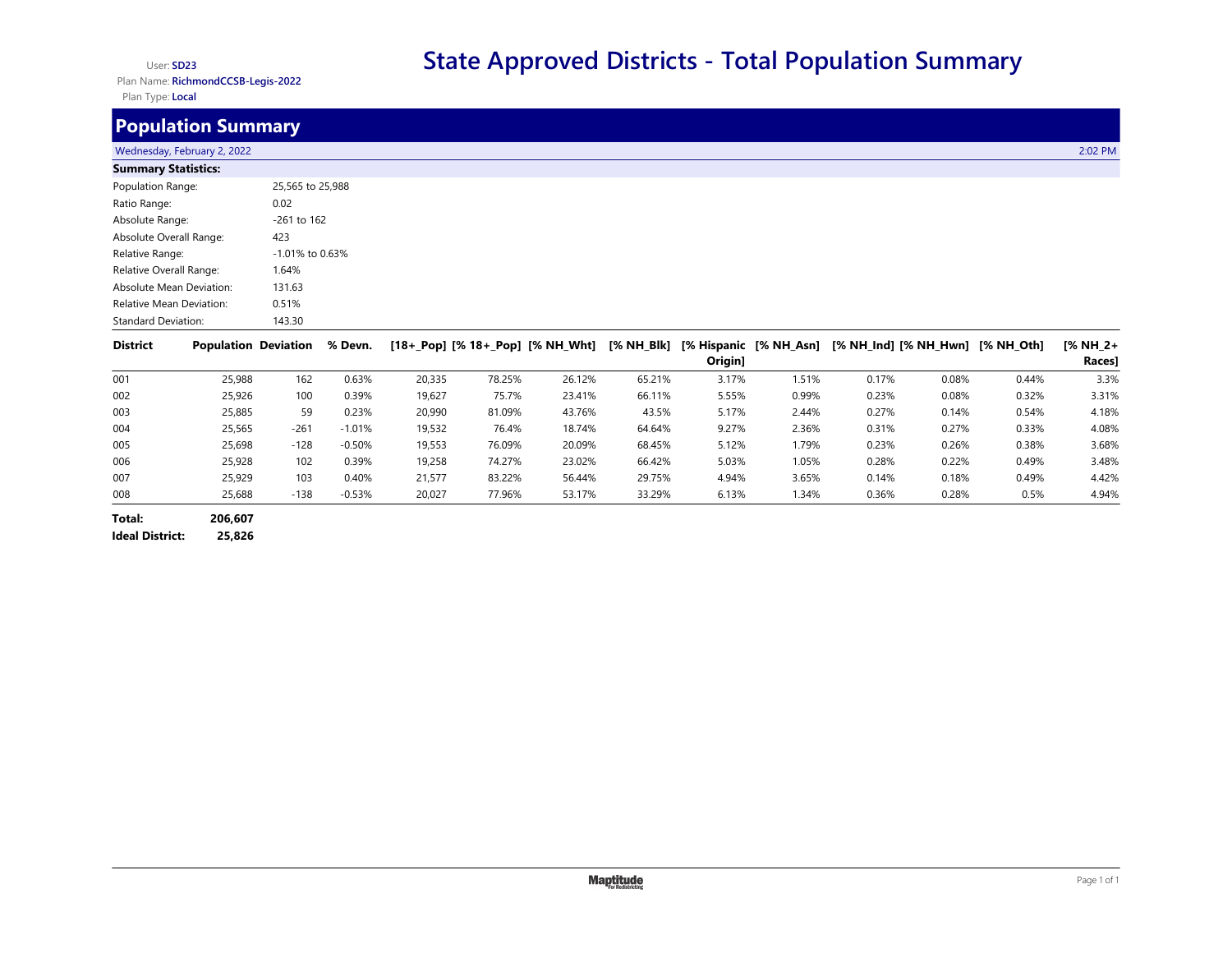User: **SD23**
Plan Name: **RichmondCCSB-Legis-2022**
Plan Type: **Local**

# State Approved Districts - Total Population Summary

## Population Summary

Wednesday, February 2, 2022 2:02 PM

**Summary Statistics:**

| | |
|---|---|
| Population Range: | 25,565 to 25,988 |
| Ratio Range: | 0.02 |
| Absolute Range: | -261 to 162 |
| Absolute Overall Range: | 423 |
| Relative Range: | -1.01% to 0.63% |
| Relative Overall Range: | 1.64% |
| Absolute Mean Deviation: | 131.63 |
| Relative Mean Deviation: | 0.51% |
| Standard Deviation: | 143.30 |

| District | Population | Deviation | % Devn. | [18+_Pop] | [% 18+_Pop] | [% NH_Wht] | [% NH_Blk] | [% Hispanic Origin] | [% NH_Asn] | [% NH_Ind] | [% NH_Hwn] | [% NH_Oth] | [% NH_2+ Races] |
|---|---|---|---|---|---|---|---|---|---|---|---|---|---|
| 001 | 25,988 | 162 | 0.63% | 20,335 | 78.25% | 26.12% | 65.21% | 3.17% | 1.51% | 0.17% | 0.08% | 0.44% | 3.3% |
| 002 | 25,926 | 100 | 0.39% | 19,627 | 75.7% | 23.41% | 66.11% | 5.55% | 0.99% | 0.23% | 0.08% | 0.32% | 3.31% |
| 003 | 25,885 | 59 | 0.23% | 20,990 | 81.09% | 43.76% | 43.5% | 5.17% | 2.44% | 0.27% | 0.14% | 0.54% | 4.18% |
| 004 | 25,565 | -261 | -1.01% | 19,532 | 76.4% | 18.74% | 64.64% | 9.27% | 2.36% | 0.31% | 0.27% | 0.33% | 4.08% |
| 005 | 25,698 | -128 | -0.50% | 19,553 | 76.09% | 20.09% | 68.45% | 5.12% | 1.79% | 0.23% | 0.26% | 0.38% | 3.68% |
| 006 | 25,928 | 102 | 0.39% | 19,258 | 74.27% | 23.02% | 66.42% | 5.03% | 1.05% | 0.28% | 0.22% | 0.49% | 3.48% |
| 007 | 25,929 | 103 | 0.40% | 21,577 | 83.22% | 56.44% | 29.75% | 4.94% | 3.65% | 0.14% | 0.18% | 0.49% | 4.42% |
| 008 | 25,688 | -138 | -0.53% | 20,027 | 77.96% | 53.17% | 33.29% | 6.13% | 1.34% | 0.36% | 0.28% | 0.5% | 4.94% |

**Total:** 206,607
**Ideal District:** 25,826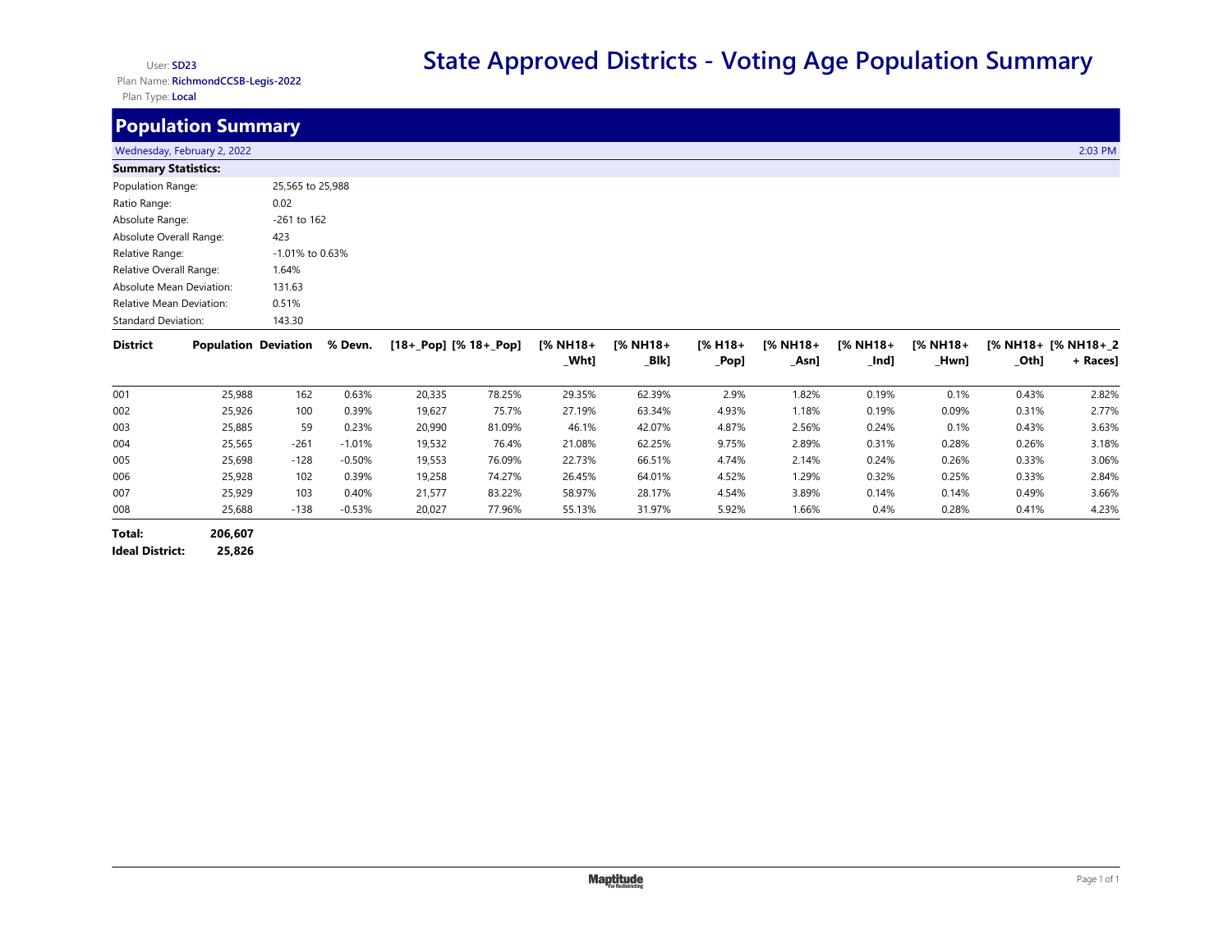User: **SD23**
Plan Name: **RichmondCCSB-Legis-2022**
Plan Type: **Local**

# State Approved Districts - Voting Age Population Summary

## Population Summary

Wednesday, February 2, 2022 2:03 PM

**Summary Statistics:**

| | |
|---|---|
| Population Range: | 25,565 to 25,988 |
| Ratio Range: | 0.02 |
| Absolute Range: | -261 to 162 |
| Absolute Overall Range: | 423 |
| Relative Range: | -1.01% to 0.63% |
| Relative Overall Range: | 1.64% |
| Absolute Mean Deviation: | 131.63 |
| Relative Mean Deviation: | 0.51% |
| Standard Deviation: | 143.30 |

| District | Population | Deviation | % Devn. | [18+_Pop] | [% 18+_Pop] | [% NH18+ _Wht] | [% NH18+ _Blk] | [% H18+ _Pop] | [% NH18+ _Asn] | [% NH18+ _Ind] | [% NH18+ _Hwn] | [% NH18+ _Oth] | [% NH18+_2 + Races] |
|---|---|---|---|---|---|---|---|---|---|---|---|---|---|
| 001 | 25,988 | 162 | 0.63% | 20,335 | 78.25% | 29.35% | 62.39% | 2.9% | 1.82% | 0.19% | 0.1% | 0.43% | 2.82% |
| 002 | 25,926 | 100 | 0.39% | 19,627 | 75.7% | 27.19% | 63.34% | 4.93% | 1.18% | 0.19% | 0.09% | 0.31% | 2.77% |
| 003 | 25,885 | 59 | 0.23% | 20,990 | 81.09% | 46.1% | 42.07% | 4.87% | 2.56% | 0.24% | 0.1% | 0.43% | 3.63% |
| 004 | 25,565 | -261 | -1.01% | 19,532 | 76.4% | 21.08% | 62.25% | 9.75% | 2.89% | 0.31% | 0.28% | 0.26% | 3.18% |
| 005 | 25,698 | -128 | -0.50% | 19,553 | 76.09% | 22.73% | 66.51% | 4.74% | 2.14% | 0.24% | 0.26% | 0.33% | 3.06% |
| 006 | 25,928 | 102 | 0.39% | 19,258 | 74.27% | 26.45% | 64.01% | 4.52% | 1.29% | 0.32% | 0.25% | 0.33% | 2.84% |
| 007 | 25,929 | 103 | 0.40% | 21,577 | 83.22% | 58.97% | 28.17% | 4.54% | 3.89% | 0.14% | 0.14% | 0.49% | 3.66% |
| 008 | 25,688 | -138 | -0.53% | 20,027 | 77.96% | 55.13% | 31.97% | 5.92% | 1.66% | 0.4% | 0.28% | 0.41% | 4.23% |

**Total:** **206,607**

**Ideal District:** **25,826**